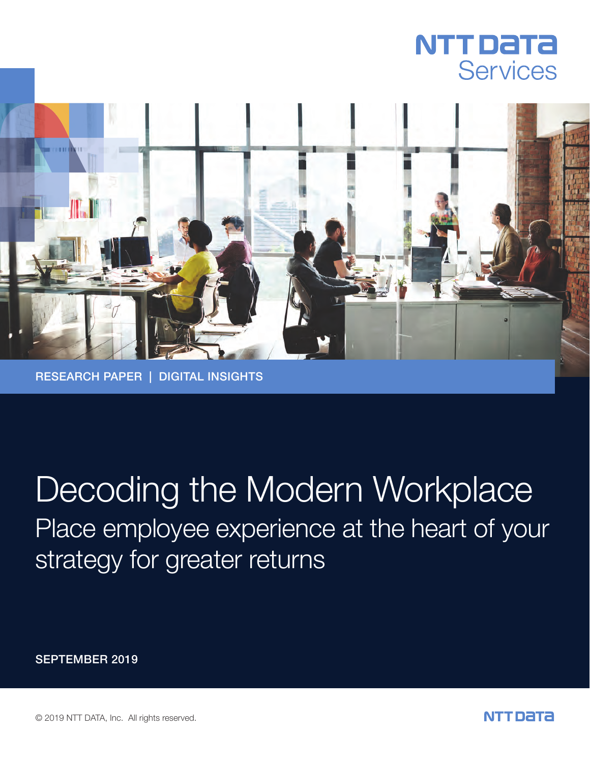NTT DATA Services

RESEARCH PAPER | DIGITAL INSIGHTS

# Decoding the Modern Workplace

## Place employee experience at the heart of your strategy for greater returns

SEPTEMBER 2019

© 2019 NTT DATA, Inc. All rights reserved.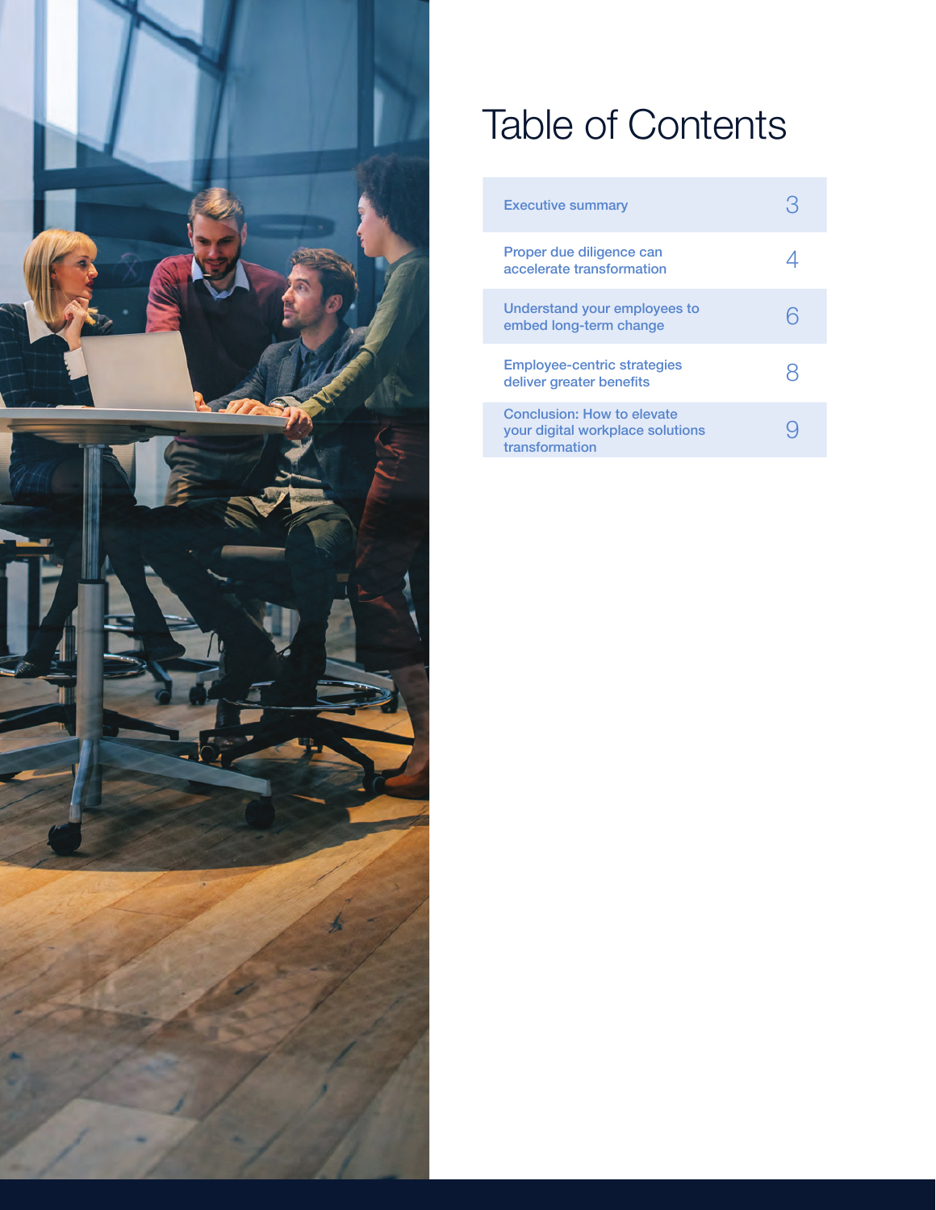# Table of Contents

| | |
|---|---|
| Executive summary | 3 |
| Proper due diligence can accelerate transformation | 4 |
| Understand your employees to embed long-term change | 6 |
| Employee-centric strategies deliver greater benefits | 8 |
| Conclusion: How to elevate your digital workplace solutions transformation | 9 |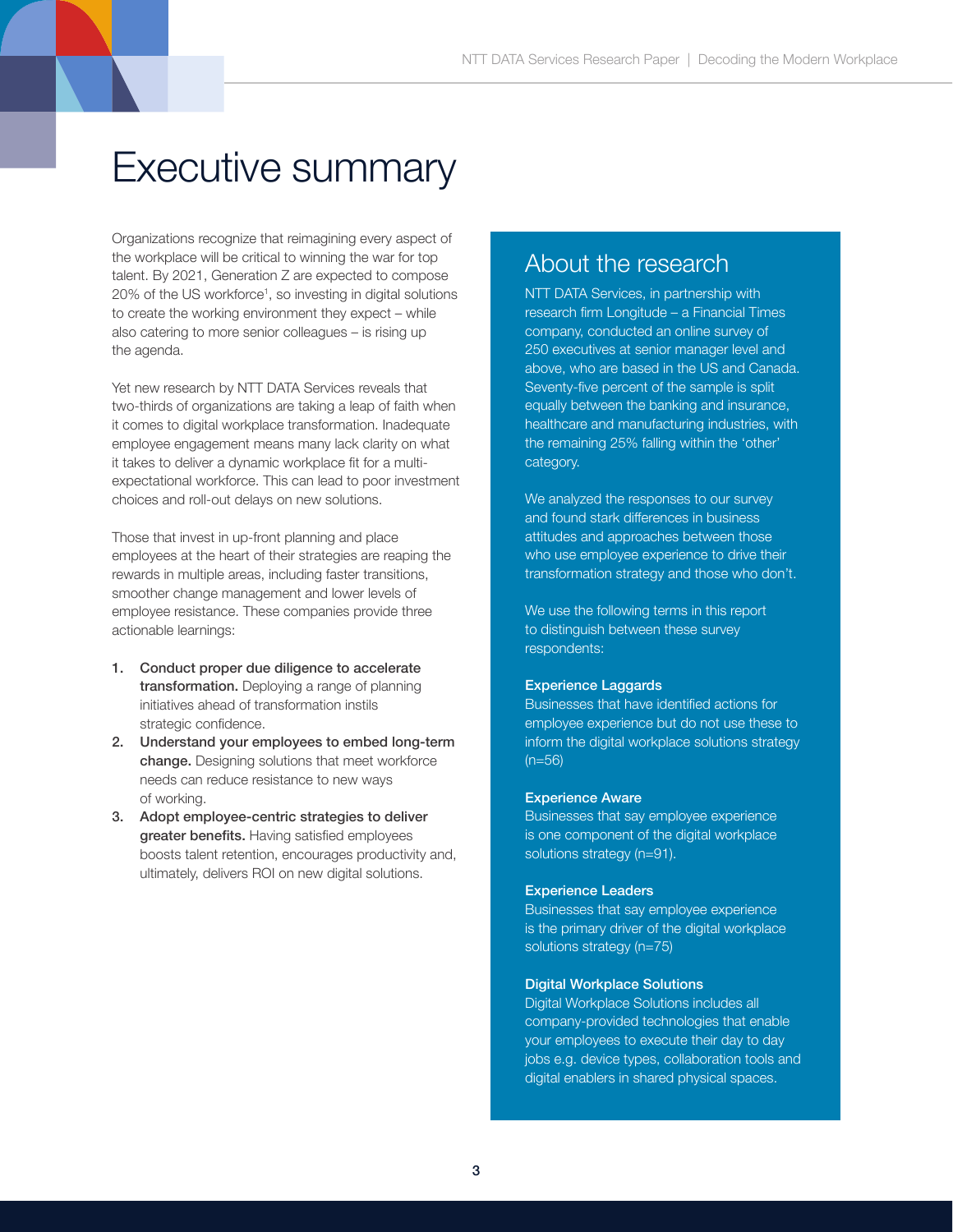# Executive summary

Organizations recognize that reimagining every aspect of the workplace will be critical to winning the war for top talent. By 2021, Generation Z are expected to compose 20% of the US workforce[1], so investing in digital solutions to create the working environment they expect – while also catering to more senior colleagues – is rising up the agenda.

Yet new research by NTT DATA Services reveals that two-thirds of organizations are taking a leap of faith when it comes to digital workplace transformation. Inadequate employee engagement means many lack clarity on what it takes to deliver a dynamic workplace fit for a multi-expectational workforce. This can lead to poor investment choices and roll-out delays on new solutions.

Those that invest in up-front planning and place employees at the heart of their strategies are reaping the rewards in multiple areas, including faster transitions, smoother change management and lower levels of employee resistance. These companies provide three actionable learnings:

1. **Conduct proper due diligence to accelerate transformation.** Deploying a range of planning initiatives ahead of transformation instils strategic confidence.
2. **Understand your employees to embed long-term change.** Designing solutions that meet workforce needs can reduce resistance to new ways of working.
3. **Adopt employee-centric strategies to deliver greater benefits.** Having satisfied employees boosts talent retention, encourages productivity and, ultimately, delivers ROI on new digital solutions.

## About the research

NTT DATA Services, in partnership with research firm Longitude – a Financial Times company, conducted an online survey of 250 executives at senior manager level and above, who are based in the US and Canada. Seventy-five percent of the sample is split equally between the banking and insurance, healthcare and manufacturing industries, with the remaining 25% falling within the 'other' category.

We analyzed the responses to our survey and found stark differences in business attitudes and approaches between those who use employee experience to drive their transformation strategy and those who don't.

We use the following terms in this report to distinguish between these survey respondents:

**Experience Laggards**
Businesses that have identified actions for employee experience but do not use these to inform the digital workplace solutions strategy (n=56)

**Experience Aware**
Businesses that say employee experience is one component of the digital workplace solutions strategy (n=91).

**Experience Leaders**
Businesses that say employee experience is the primary driver of the digital workplace solutions strategy (n=75)

**Digital Workplace Solutions**
Digital Workplace Solutions includes all company-provided technologies that enable your employees to execute their day to day jobs e.g. device types, collaboration tools and digital enablers in shared physical spaces.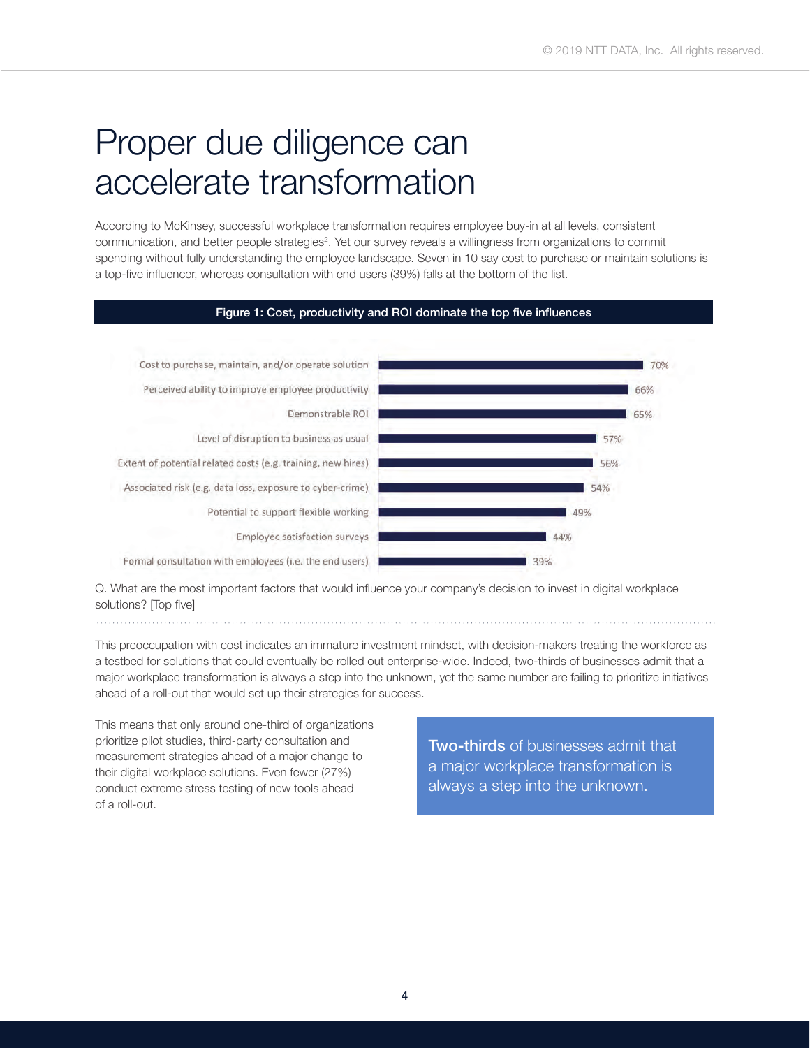# Proper due diligence can accelerate transformation

According to McKinsey, successful workplace transformation requires employee buy-in at all levels, consistent communication, and better people strategies[2]. Yet our survey reveals a willingness from organizations to commit spending without fully understanding the employee landscape. Seven in 10 say cost to purchase or maintain solutions is a top-five influencer, whereas consultation with end users (39%) falls at the bottom of the list.

**Figure 1: Cost, productivity and ROI dominate the top five influences**

| Factor | % |
|---|---|
| Cost to purchase, maintain, and/or operate solution | 70% |
| Perceived ability to improve employee productivity | 66% |
| Demonstrable ROI | 65% |
| Level of disruption to business as usual | 57% |
| Extent of potential related costs (e.g. training, new hires) | 56% |
| Associated risk (e.g. data loss, exposure to cyber-crime) | 54% |
| Potential to support flexible working | 49% |
| Employee satisfaction surveys | 44% |
| Formal consultation with employees (i.e. the end users) | 39% |

Q. What are the most important factors that would influence your company's decision to invest in digital workplace solutions? [Top five]

This preoccupation with cost indicates an immature investment mindset, with decision-makers treating the workforce as a testbed for solutions that could eventually be rolled out enterprise-wide. Indeed, two-thirds of businesses admit that a major workplace transformation is always a step into the unknown, yet the same number are failing to prioritize initiatives ahead of a roll-out that would set up their strategies for success.

This means that only around one-third of organizations prioritize pilot studies, third-party consultation and measurement strategies ahead of a major change to their digital workplace solutions. Even fewer (27%) conduct extreme stress testing of new tools ahead of a roll-out.

> **Two-thirds** of businesses admit that a major workplace transformation is always a step into the unknown.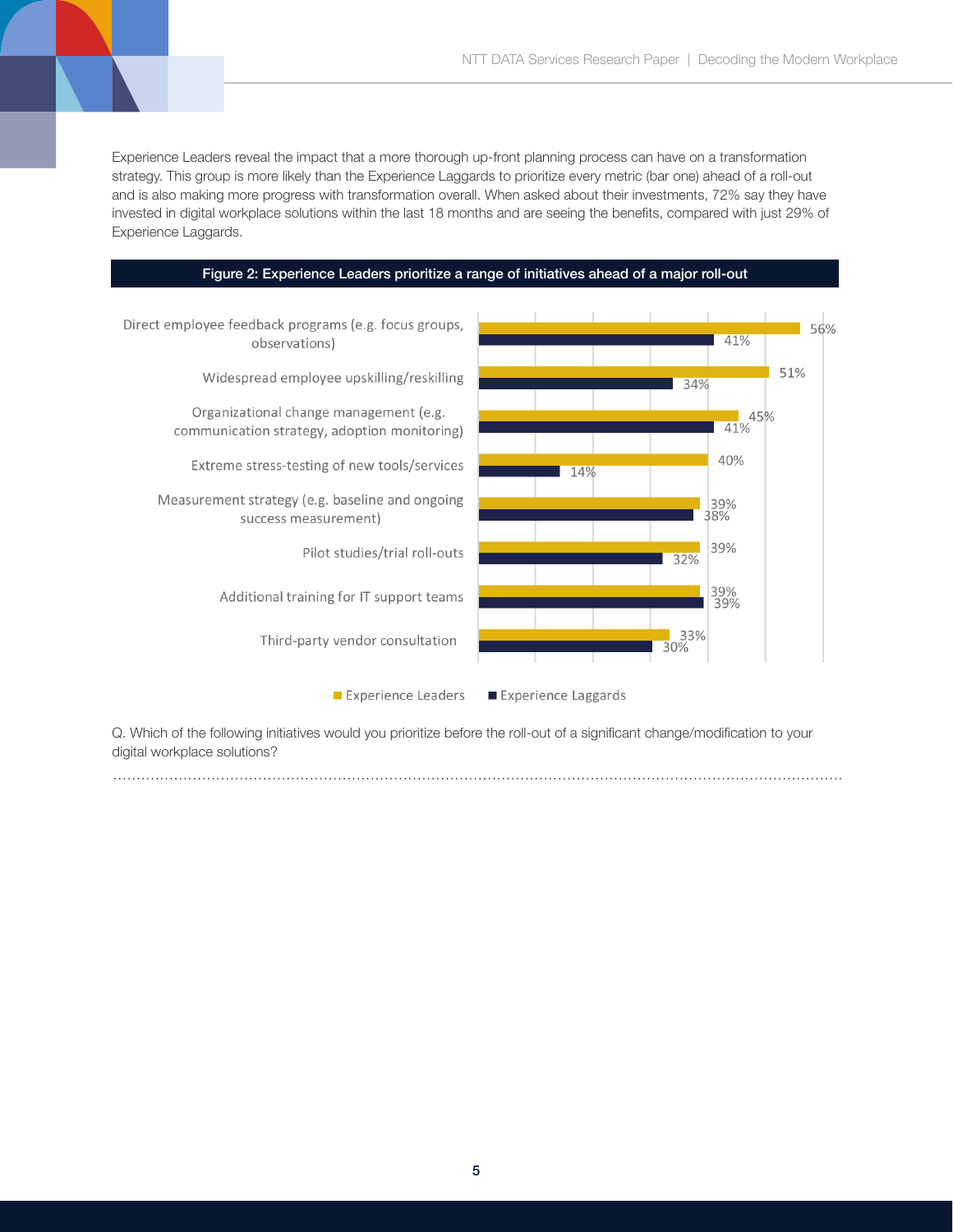Experience Leaders reveal the impact that a more thorough up-front planning process can have on a transformation strategy. This group is more likely than the Experience Laggards to prioritize every metric (bar one) ahead of a roll-out and is also making more progress with transformation overall. When asked about their investments, 72% say they have invested in digital workplace solutions within the last 18 months and are seeing the benefits, compared with just 29% of Experience Laggards.

**Figure 2: Experience Leaders prioritize a range of initiatives ahead of a major roll-out**

| Initiative | Experience Leaders | Experience Laggards |
|---|---|---|
| Direct employee feedback programs (e.g. focus groups, observations) | 56% | 41% |
| Widespread employee upskilling/reskilling | 51% | 34% |
| Organizational change management (e.g. communication strategy, adoption monitoring) | 45% | 41% |
| Extreme stress-testing of new tools/services | 40% | 14% |
| Measurement strategy (e.g. baseline and ongoing success measurement) | 39% | 38% |
| Pilot studies/trial roll-outs | 39% | 32% |
| Additional training for IT support teams | 39% | 39% |
| Third-party vendor consultation | 33% | 30% |

Q. Which of the following initiatives would you prioritize before the roll-out of a significant change/modification to your digital workplace solutions?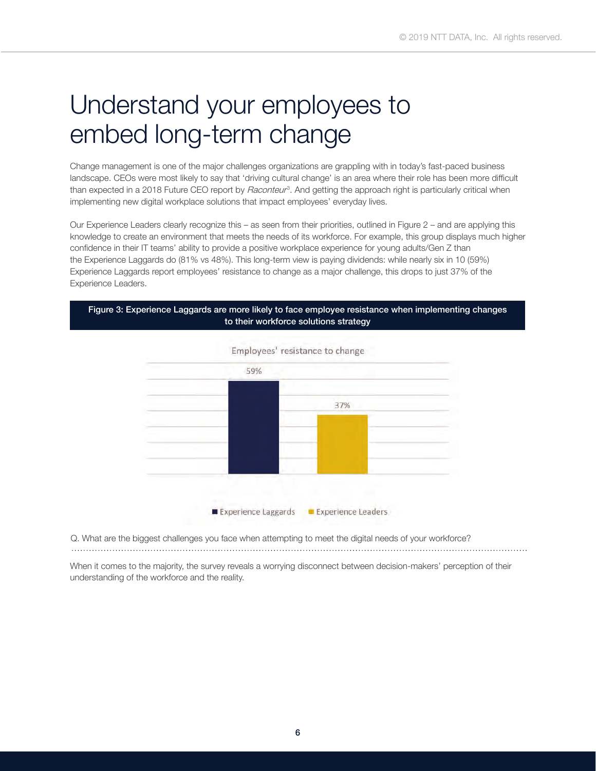# Understand your employees to embed long-term change

Change management is one of the major challenges organizations are grappling with in today's fast-paced business landscape. CEOs were most likely to say that 'driving cultural change' is an area where their role has been more difficult than expected in a 2018 Future CEO report by *Raconteur*[3]. And getting the approach right is particularly critical when implementing new digital workplace solutions that impact employees' everyday lives.

Our Experience Leaders clearly recognize this – as seen from their priorities, outlined in Figure 2 – and are applying this knowledge to create an environment that meets the needs of its workforce. For example, this group displays much higher confidence in their IT teams' ability to provide a positive workplace experience for young adults/Gen Z than the Experience Laggards do (81% vs 48%). This long-term view is paying dividends: while nearly six in 10 (59%) Experience Laggards report employees' resistance to change as a major challenge, this drops to just 37% of the Experience Leaders.

**Figure 3: Experience Laggards are more likely to face employee resistance when implementing changes to their workforce solutions strategy**

Employees' resistance to change

| | Experience Laggards | Experience Leaders |
|---|---|---|
| Employees' resistance to change | 59% | 37% |

Q. What are the biggest challenges you face when attempting to meet the digital needs of your workforce?

When it comes to the majority, the survey reveals a worrying disconnect between decision-makers' perception of their understanding of the workforce and the reality.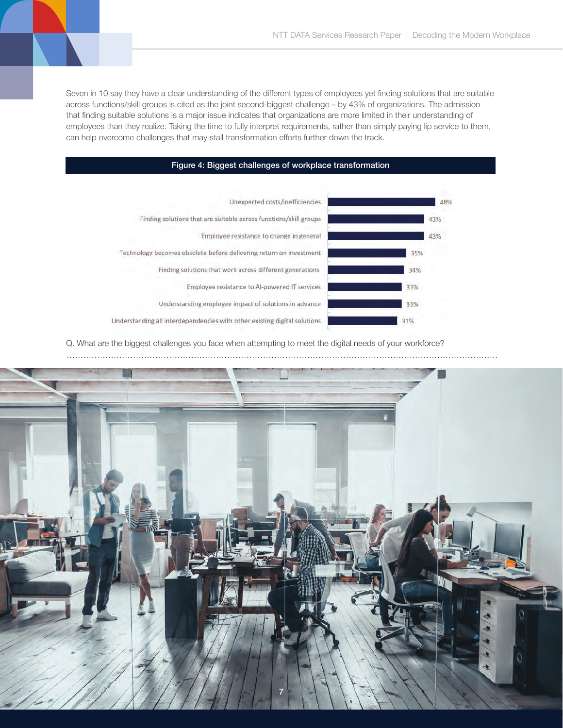Seven in 10 say they have a clear understanding of the different types of employees yet finding solutions that are suitable across functions/skill groups is cited as the joint second-biggest challenge – by 43% of organizations. The admission that finding suitable solutions is a major issue indicates that organizations are more limited in their understanding of employees than they realize. Taking the time to fully interpret requirements, rather than simply paying lip service to them, can help overcome challenges that may stall transformation efforts further down the track.

**Figure 4: Biggest challenges of workplace transformation**

| Challenge | % |
| --- | --- |
| Unexpected costs/inefficiencies | 48% |
| Finding solutions that are suitable across functions/skill groups | 43% |
| Employee resistance to change in general | 43% |
| Technology becomes obsolete before delivering return on investment | 35% |
| Finding solutions that work across different generations | 34% |
| Employee resistance to AI-powered IT services | 33% |
| Understanding employee impact of solutions in advance | 33% |
| Understanding all interdependencies with other existing digital solutions | 31% |

Q. What are the biggest challenges you face when attempting to meet the digital needs of your workforce?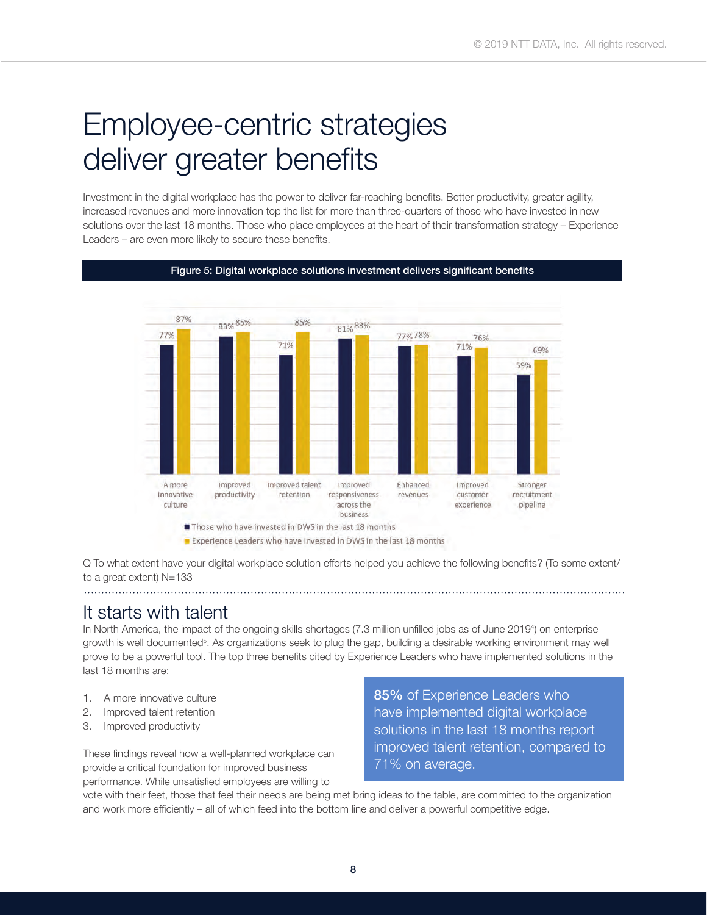# Employee-centric strategies deliver greater benefits

Investment in the digital workplace has the power to deliver far-reaching benefits. Better productivity, greater agility, increased revenues and more innovation top the list for more than three-quarters of those who have invested in new solutions over the last 18 months. Those who place employees at the heart of their transformation strategy – Experience Leaders – are even more likely to secure these benefits.

**Figure 5: Digital workplace solutions investment delivers significant benefits**

| Benefit | Those who have invested in DWS in the last 18 months | Experience Leaders who have invested in DWS in the last 18 months |
|---|---|---|
| A more innovative culture | 77% | 87% |
| Improved productivity | 83% | 85% |
| Improved talent retention | 71% | 85% |
| Improved responsiveness across the business | 81% | 83% |
| Enhanced revenues | 77% | 78% |
| Improved customer experience | 71% | 76% |
| Stronger recruitment pipeline | 59% | 69% |

Q To what extent have your digital workplace solution efforts helped you achieve the following benefits? (To some extent/ to a great extent) N=133

## It starts with talent

In North America, the impact of the ongoing skills shortages (7.3 million unfilled jobs as of June 2019[4]) on enterprise growth is well documented[5]. As organizations seek to plug the gap, building a desirable working environment may well prove to be a powerful tool. The top three benefits cited by Experience Leaders who have implemented solutions in the last 18 months are:

1. A more innovative culture
2. Improved talent retention
3. Improved productivity

> **85%** of Experience Leaders who have implemented digital workplace solutions in the last 18 months report improved talent retention, compared to 71% on average.

These findings reveal how a well-planned workplace can provide a critical foundation for improved business performance. While unsatisfied employees are willing to vote with their feet, those that feel their needs are being met bring ideas to the table, are committed to the organization and work more efficiently – all of which feed into the bottom line and deliver a powerful competitive edge.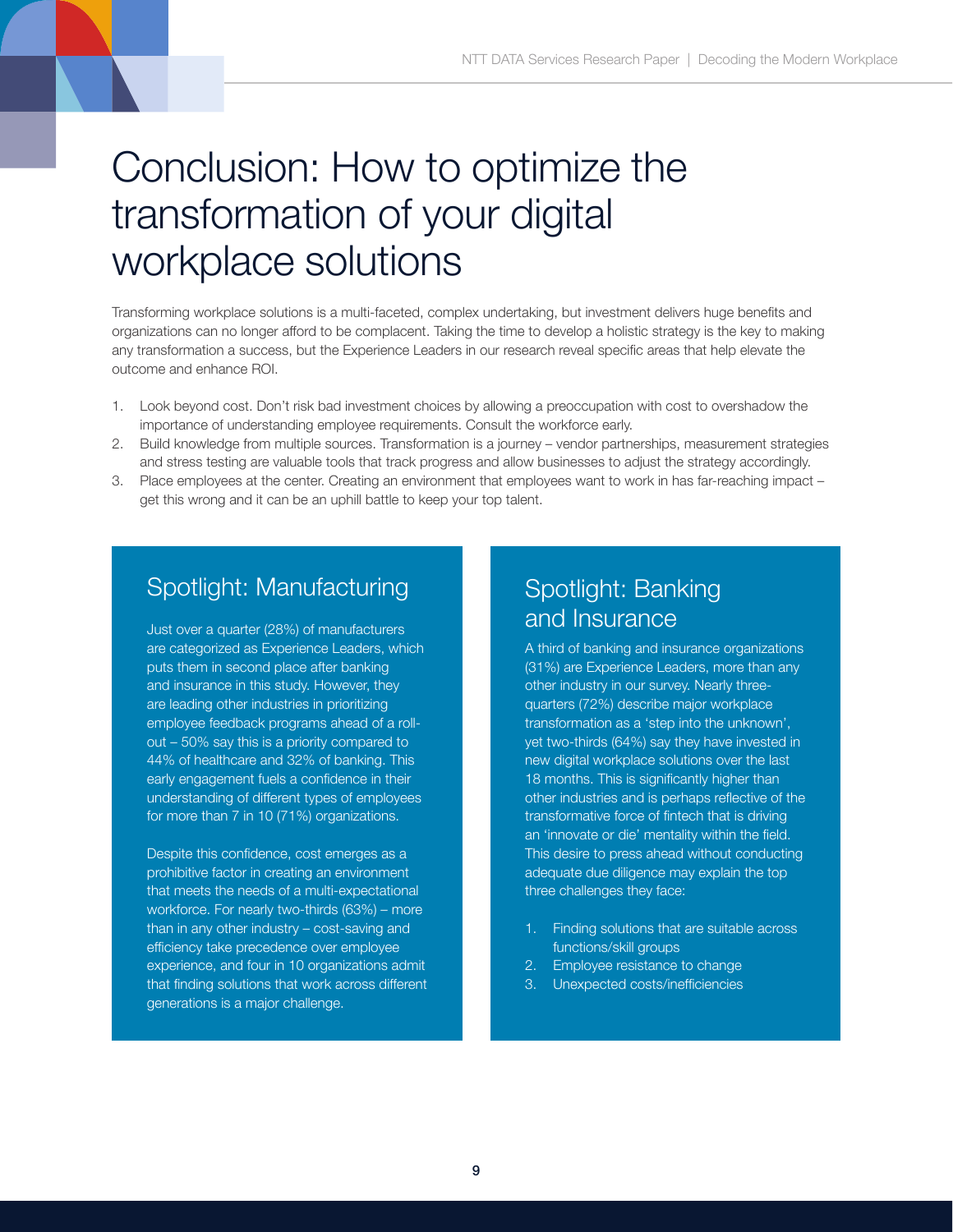# Conclusion: How to optimize the transformation of your digital workplace solutions

Transforming workplace solutions is a multi-faceted, complex undertaking, but investment delivers huge benefits and organizations can no longer afford to be complacent. Taking the time to develop a holistic strategy is the key to making any transformation a success, but the Experience Leaders in our research reveal specific areas that help elevate the outcome and enhance ROI.

1. Look beyond cost. Don't risk bad investment choices by allowing a preoccupation with cost to overshadow the importance of understanding employee requirements. Consult the workforce early.
2. Build knowledge from multiple sources. Transformation is a journey – vendor partnerships, measurement strategies and stress testing are valuable tools that track progress and allow businesses to adjust the strategy accordingly.
3. Place employees at the center. Creating an environment that employees want to work in has far-reaching impact – get this wrong and it can be an uphill battle to keep your top talent.

## Spotlight: Manufacturing

Just over a quarter (28%) of manufacturers are categorized as Experience Leaders, which puts them in second place after banking and insurance in this study. However, they are leading other industries in prioritizing employee feedback programs ahead of a roll-out – 50% say this is a priority compared to 44% of healthcare and 32% of banking. This early engagement fuels a confidence in their understanding of different types of employees for more than 7 in 10 (71%) organizations.

Despite this confidence, cost emerges as a prohibitive factor in creating an environment that meets the needs of a multi-expectational workforce. For nearly two-thirds (63%) – more than in any other industry – cost-saving and efficiency take precedence over employee experience, and four in 10 organizations admit that finding solutions that work across different generations is a major challenge.

## Spotlight: Banking and Insurance

A third of banking and insurance organizations (31%) are Experience Leaders, more than any other industry in our survey. Nearly three-quarters (72%) describe major workplace transformation as a 'step into the unknown', yet two-thirds (64%) say they have invested in new digital workplace solutions over the last 18 months. This is significantly higher than other industries and is perhaps reflective of the transformative force of fintech that is driving an 'innovate or die' mentality within the field. This desire to press ahead without conducting adequate due diligence may explain the top three challenges they face:

1. Finding solutions that are suitable across functions/skill groups
2. Employee resistance to change
3. Unexpected costs/inefficiencies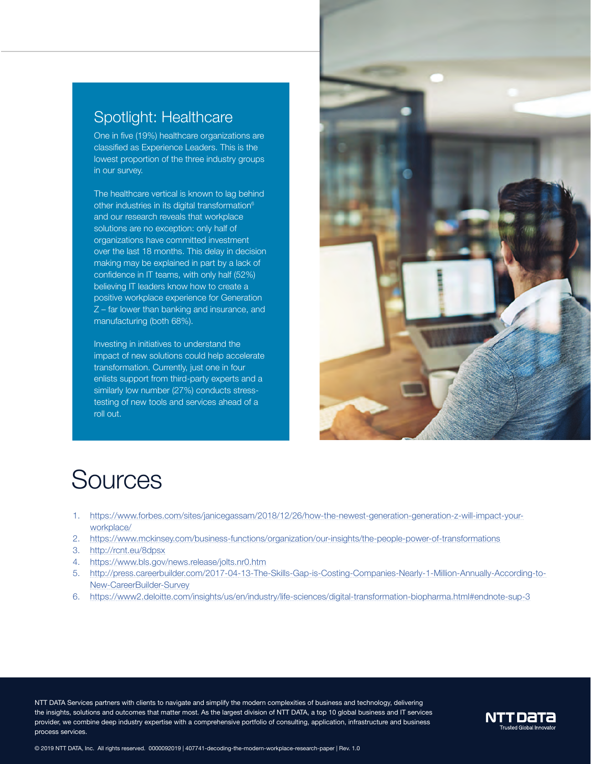## Spotlight: Healthcare

One in five (19%) healthcare organizations are classified as Experience Leaders. This is the lowest proportion of the three industry groups in our survey.

The healthcare vertical is known to lag behind other industries in its digital transformation[6] and our research reveals that workplace solutions are no exception: only half of organizations have committed investment over the last 18 months. This delay in decision making may be explained in part by a lack of confidence in IT teams, with only half (52%) believing IT leaders know how to create a positive workplace experience for Generation Z – far lower than banking and insurance, and manufacturing (both 68%).

Investing in initiatives to understand the impact of new solutions could help accelerate transformation. Currently, just one in four enlists support from third-party experts and a similarly low number (27%) conducts stress-testing of new tools and services ahead of a roll out.

# Sources

1. https://www.forbes.com/sites/janicegassam/2018/12/26/how-the-newest-generation-generation-z-will-impact-your-workplace/
2. https://www.mckinsey.com/business-functions/organization/our-insights/the-people-power-of-transformations
3. http://rcnt.eu/8dpsx
4. https://www.bls.gov/news.release/jolts.nr0.htm
5. http://press.careerbuilder.com/2017-04-13-The-Skills-Gap-is-Costing-Companies-Nearly-1-Million-Annually-According-to-New-CareerBuilder-Survey
6. https://www2.deloitte.com/insights/us/en/industry/life-sciences/digital-transformation-biopharma.html#endnote-sup-3

NTT DATA Services partners with clients to navigate and simplify the modern complexities of business and technology, delivering the insights, solutions and outcomes that matter most. As the largest division of NTT DATA, a top 10 global business and IT services provider, we combine deep industry expertise with a comprehensive portfolio of consulting, application, infrastructure and business process services.

NTT DATA
Trusted Global Innovator

© 2019 NTT DATA, Inc. All rights reserved. 0000092019 | 407741-decoding-the-modern-workplace-research-paper | Rev. 1.0